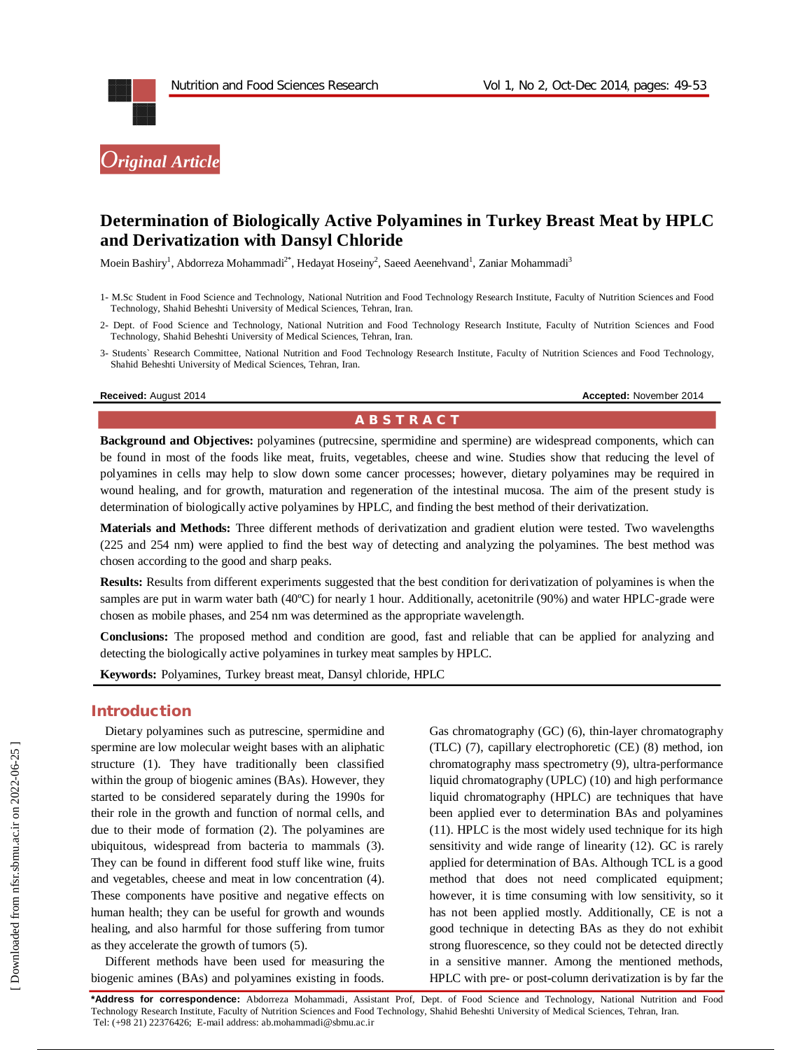*Original Article*

# Determination of Biologically Active Polyamines in Turkey Breast Meat by HPLC and Derivatization with Dansyl Chloride

Moein Bashiry[1], Abdorreza Mohammadi[2*], Hedayat Hoseiny[2], Saeed Aeenehvand[1], Zaniar Mohammadi[3]

1- M.Sc Student in Food Science and Technology, National Nutrition and Food Technology Research Institute, Faculty of Nutrition Sciences and Food Technology, Shahid Beheshti University of Medical Sciences, Tehran, Iran.

2- Dept. of Food Science and Technology, National Nutrition and Food Technology Research Institute, Faculty of Nutrition Sciences and Food Technology, Shahid Beheshti University of Medical Sciences, Tehran, Iran.

3- Students` Research Committee, National Nutrition and Food Technology Research Institute, Faculty of Nutrition Sciences and Food Technology, Shahid Beheshti University of Medical Sciences, Tehran, Iran.

**Received:** August 2014 **Accepted:** November 2014

## ABSTRACT

**Background and Objectives:** polyamines (putrecsine, spermidine and spermine) are widespread components, which can be found in most of the foods like meat, fruits, vegetables, cheese and wine. Studies show that reducing the level of polyamines in cells may help to slow down some cancer processes; however, dietary polyamines may be required in wound healing, and for growth, maturation and regeneration of the intestinal mucosa. The aim of the present study is determination of biologically active polyamines by HPLC, and finding the best method of their derivatization.

**Materials and Methods:** Three different methods of derivatization and gradient elution were tested. Two wavelengths (225 and 254 nm) were applied to find the best way of detecting and analyzing the polyamines. The best method was chosen according to the good and sharp peaks.

**Results:** Results from different experiments suggested that the best condition for derivatization of polyamines is when the samples are put in warm water bath (40ºC) for nearly 1 hour. Additionally, acetonitrile (90%) and water HPLC-grade were chosen as mobile phases, and 254 nm was determined as the appropriate wavelength.

**Conclusions:** The proposed method and condition are good, fast and reliable that can be applied for analyzing and detecting the biologically active polyamines in turkey meat samples by HPLC.

**Keywords:** Polyamines, Turkey breast meat, Dansyl chloride, HPLC

## Introduction

Dietary polyamines such as putrescine, spermidine and spermine are low molecular weight bases with an aliphatic structure (1). They have traditionally been classified within the group of biogenic amines (BAs). However, they started to be considered separately during the 1990s for their role in the growth and function of normal cells, and due to their mode of formation (2). The polyamines are ubiquitous, widespread from bacteria to mammals (3). They can be found in different food stuff like wine, fruits and vegetables, cheese and meat in low concentration (4). These components have positive and negative effects on human health; they can be useful for growth and wounds healing, and also harmful for those suffering from tumor as they accelerate the growth of tumors (5).

Different methods have been used for measuring the biogenic amines (BAs) and polyamines existing in foods. Gas chromatography (GC) (6), thin-layer chromatography (TLC) (7), capillary electrophoretic (CE) (8) method, ion chromatography mass spectrometry (9), ultra-performance liquid chromatography (UPLC) (10) and high performance liquid chromatography (HPLC) are techniques that have been applied ever to determination BAs and polyamines (11). HPLC is the most widely used technique for its high sensitivity and wide range of linearity (12). GC is rarely applied for determination of BAs. Although TCL is a good method that does not need complicated equipment; however, it is time consuming with low sensitivity, so it has not been applied mostly. Additionally, CE is not a good technique in detecting BAs as they do not exhibit strong fluorescence, so they could not be detected directly in a sensitive manner. Among the mentioned methods, HPLC with pre- or post-column derivatization is by far the

**\*Address for correspondence:** Abdorreza Mohammadi, Assistant Prof, Dept. of Food Science and Technology, National Nutrition and Food Technology Research Institute, Faculty of Nutrition Sciences and Food Technology, Shahid Beheshti University of Medical Sciences, Tehran, Iran. Tel: (+98 21) 22376426; E-mail address: ab.mohammadi@sbmu.ac.ir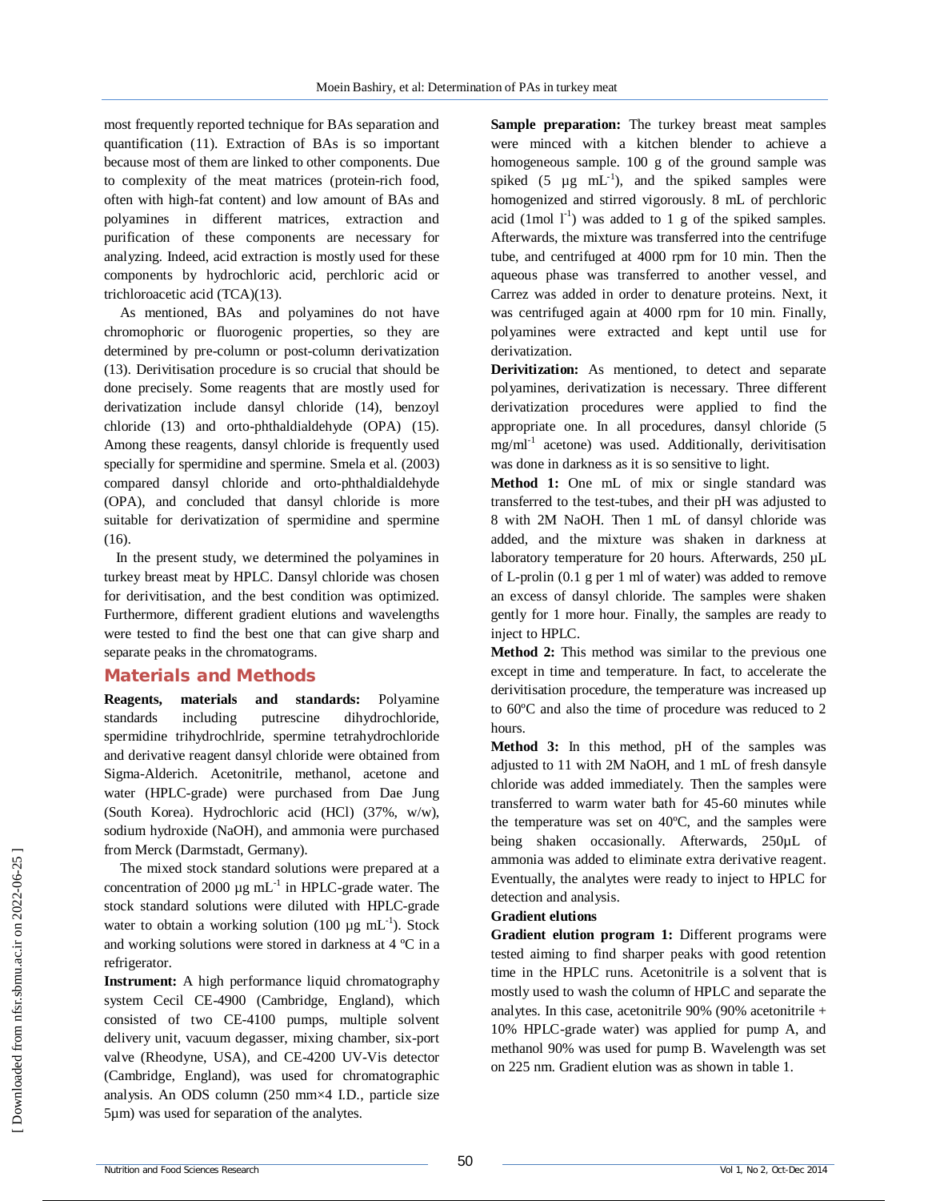most frequently reported technique for BAs separation and quantification (11). Extraction of BAs is so important because most of them are linked to other components. Due to complexity of the meat matrices (protein-rich food, often with high-fat content) and low amount of BAs and polyamines in different matrices, extraction and purification of these components are necessary for analyzing. Indeed, acid extraction is mostly used for these components by hydrochloric acid, perchloric acid or trichloroacetic acid (TCA)(13).

As mentioned, BAs and polyamines do not have chromophoric or fluorogenic properties, so they are determined by pre-column or post-column derivatization (13). Derivitisation procedure is so crucial that should be done precisely. Some reagents that are mostly used for derivatization include dansyl chloride (14), benzoyl chloride (13) and orto-phthaldialdehyde (OPA) (15). Among these reagents, dansyl chloride is frequently used specially for spermidine and spermine. Smela et al. (2003) compared dansyl chloride and orto-phthaldialdehyde (OPA), and concluded that dansyl chloride is more suitable for derivatization of spermidine and spermine (16).

In the present study, we determined the polyamines in turkey breast meat by HPLC. Dansyl chloride was chosen for derivitisation, and the best condition was optimized. Furthermore, different gradient elutions and wavelengths were tested to find the best one that can give sharp and separate peaks in the chromatograms.

## Materials and Methods

**Reagents, materials and standards:** Polyamine standards including putrescine dihydrochloride, spermidine trihydrochlride, spermine tetrahydrochloride and derivative reagent dansyl chloride were obtained from Sigma-Alderich. Acetonitrile, methanol, acetone and water (HPLC-grade) were purchased from Dae Jung (South Korea). Hydrochloric acid (HCl) (37%, w/w), sodium hydroxide (NaOH), and ammonia were purchased from Merck (Darmstadt, Germany).

The mixed stock standard solutions were prepared at a concentration of 2000 µg $mL^{-1}$ in HPLC-grade water. The stock standard solutions were diluted with HPLC-grade water to obtain a working solution (100 µg $mL^{-1}$). Stock and working solutions were stored in darkness at 4 ºC in a refrigerator.

**Instrument:** A high performance liquid chromatography system Cecil CE-4900 (Cambridge, England), which consisted of two CE-4100 pumps, multiple solvent delivery unit, vacuum degasser, mixing chamber, six-port valve (Rheodyne, USA), and CE-4200 UV-Vis detector (Cambridge, England), was used for chromatographic analysis. An ODS column (250 mm×4 I.D., particle size 5µm) was used for separation of the analytes.

**Sample preparation:** The turkey breast meat samples were minced with a kitchen blender to achieve a homogeneous sample. 100 g of the ground sample was spiked (5 µg $mL^{-1}$), and the spiked samples were homogenized and stirred vigorously. 8 mL of perchloric acid (1mol $l^{-1}$) was added to 1 g of the spiked samples. Afterwards, the mixture was transferred into the centrifuge tube, and centrifuged at 4000 rpm for 10 min. Then the aqueous phase was transferred to another vessel, and Carrez was added in order to denature proteins. Next, it was centrifuged again at 4000 rpm for 10 min. Finally, polyamines were extracted and kept until use for derivatization.

**Derivitization:** As mentioned, to detect and separate polyamines, derivatization is necessary. Three different derivatization procedures were applied to find the appropriate one. In all procedures, dansyl chloride (5 mg/$ml^{-1}$ acetone) was used. Additionally, derivitisation was done in darkness as it is so sensitive to light.

**Method 1:** One mL of mix or single standard was transferred to the test-tubes, and their pH was adjusted to 8 with 2M NaOH. Then 1 mL of dansyl chloride was added, and the mixture was shaken in darkness at laboratory temperature for 20 hours. Afterwards, 250 µL of L-prolin (0.1 g per 1 ml of water) was added to remove an excess of dansyl chloride. The samples were shaken gently for 1 more hour. Finally, the samples are ready to inject to HPLC.

**Method 2:** This method was similar to the previous one except in time and temperature. In fact, to accelerate the derivitisation procedure, the temperature was increased up to 60ºC and also the time of procedure was reduced to 2 hours.

**Method 3:** In this method, pH of the samples was adjusted to 11 with 2M NaOH, and 1 mL of fresh dansyle chloride was added immediately. Then the samples were transferred to warm water bath for 45-60 minutes while the temperature was set on 40ºC, and the samples were being shaken occasionally. Afterwards, 250µL of ammonia was added to eliminate extra derivative reagent. Eventually, the analytes were ready to inject to HPLC for detection and analysis.

**Gradient elutions**

**Gradient elution program 1:** Different programs were tested aiming to find sharper peaks with good retention time in the HPLC runs. Acetonitrile is a solvent that is mostly used to wash the column of HPLC and separate the analytes. In this case, acetonitrile 90% (90% acetonitrile + 10% HPLC-grade water) was applied for pump A, and methanol 90% was used for pump B. Wavelength was set on 225 nm. Gradient elution was as shown in table 1.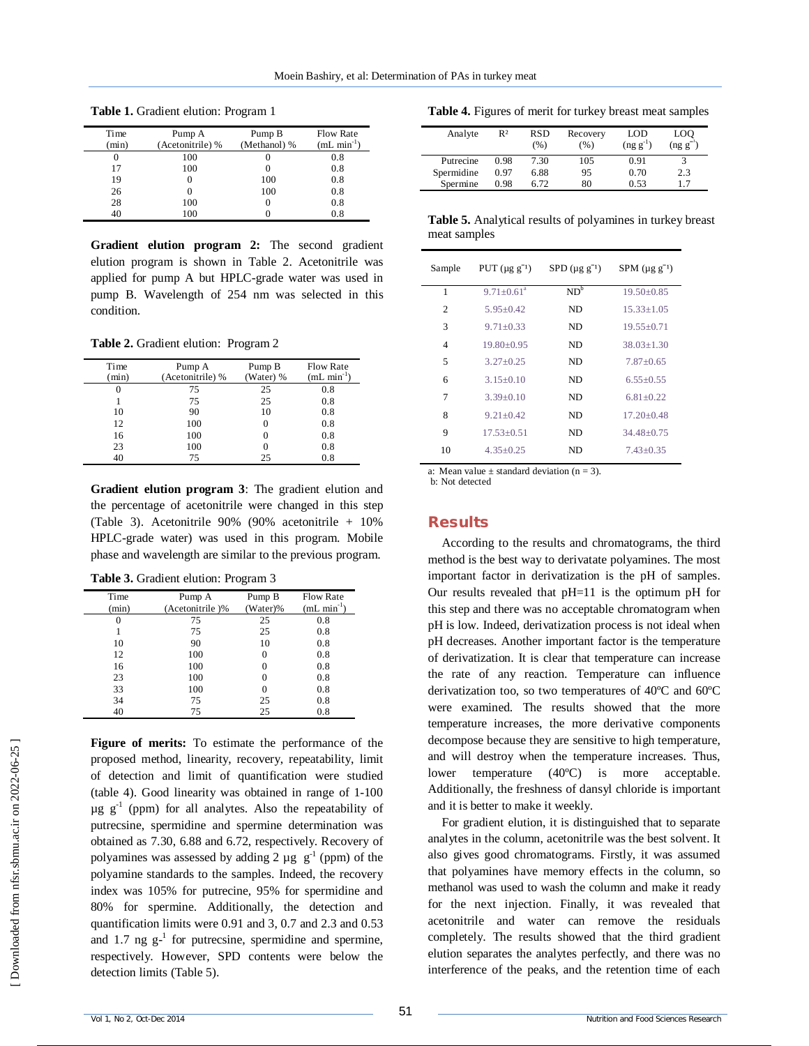**Table 1.** Gradient elution: Program 1

| Time (min) | Pump A (Acetonitrile) % | Pump B (Methanol) % | Flow Rate (mL min$^{-1}$) |
|---|---|---|---|
| 0 | 100 | 0 | 0.8 |
| 17 | 100 | 0 | 0.8 |
| 19 | 0 | 100 | 0.8 |
| 26 | 0 | 100 | 0.8 |
| 28 | 100 | 0 | 0.8 |
| 40 | 100 | 0 | 0.8 |

**Gradient elution program 2:** The second gradient elution program is shown in Table 2. Acetonitrile was applied for pump A but HPLC-grade water was used in pump B. Wavelength of 254 nm was selected in this condition.

**Table 2.** Gradient elution: Program 2

| Time (min) | Pump A (Acetonitrile) % | Pump B (Water) % | Flow Rate (mL min$^{-1}$) |
|---|---|---|---|
| 0 | 75 | 25 | 0.8 |
| 1 | 75 | 25 | 0.8 |
| 10 | 90 | 10 | 0.8 |
| 12 | 100 | 0 | 0.8 |
| 16 | 100 | 0 | 0.8 |
| 23 | 100 | 0 | 0.8 |
| 40 | 75 | 25 | 0.8 |

**Gradient elution program 3**: The gradient elution and the percentage of acetonitrile were changed in this step (Table 3). Acetonitrile 90% (90% acetonitrile + 10% HPLC-grade water) was used in this program. Mobile phase and wavelength are similar to the previous program.

**Table 3.** Gradient elution: Program 3

| Time (min) | Pump A (Acetonitrile )% | Pump B (Water)% | Flow Rate (mL min$^{-1}$) |
|---|---|---|---|
| 0 | 75 | 25 | 0.8 |
| 1 | 75 | 25 | 0.8 |
| 10 | 90 | 10 | 0.8 |
| 12 | 100 | 0 | 0.8 |
| 16 | 100 | 0 | 0.8 |
| 23 | 100 | 0 | 0.8 |
| 33 | 100 | 0 | 0.8 |
| 34 | 75 | 25 | 0.8 |
| 40 | 75 | 25 | 0.8 |

**Figure of merits:** To estimate the performance of the proposed method, linearity, recovery, repeatability, limit of detection and limit of quantification were studied (table 4). Good linearity was obtained in range of 1-100 µg g$^{-1}$ (ppm) for all analytes. Also the repeatability of putrecsine, spermidine and spermine determination was obtained as 7.30, 6.88 and 6.72, respectively. Recovery of polyamines was assessed by adding 2 µg g$^{-1}$ (ppm) of the polyamine standards to the samples. Indeed, the recovery index was 105% for putrecine, 95% for spermidine and 80% for spermine. Additionally, the detection and quantification limits were 0.91 and 3, 0.7 and 2.3 and 0.53 and 1.7 ng g$^{-1}$ for putrecsine, spermidine and spermine, respectively. However, SPD contents were below the detection limits (Table 5).

**Table 4.** Figures of merit for turkey breast meat samples

| Analyte | $R^2$ | RSD (%) | Recovery (%) | LOD (ng g$^{-1}$) | LOQ (ng g$^{-1}$) |
|---|---|---|---|---|---|
| Putrecine | 0.98 | 7.30 | 105 | 0.91 | 3 |
| Spermidine | 0.97 | 6.88 | 95 | 0.70 | 2.3 |
| Spermine | 0.98 | 6.72 | 80 | 0.53 | 1.7 |

**Table 5.** Analytical results of polyamines in turkey breast meat samples

| Sample | PUT (µg g$^{-1}$) | SPD (µg g$^{-1}$) | SPM (µg g$^{-1}$) |
|---|---|---|---|
| 1 | 9.71±0.61[a] | ND[b] | 19.50±0.85 |
| 2 | 5.95±0.42 | ND | 15.33±1.05 |
| 3 | 9.71±0.33 | ND | 19.55±0.71 |
| 4 | 19.80±0.95 | ND | 38.03±1.30 |
| 5 | 3.27±0.25 | ND | 7.87±0.65 |
| 6 | 3.15±0.10 | ND | 6.55±0.55 |
| 7 | 3.39±0.10 | ND | 6.81±0.22 |
| 8 | 9.21±0.42 | ND | 17.20±0.48 |
| 9 | 17.53±0.51 | ND | 34.48±0.75 |
| 10 | 4.35±0.25 | ND | 7.43±0.35 |

a: Mean value ± standard deviation (n = 3).
b: Not detected

## Results

According to the results and chromatograms, the third method is the best way to derivatate polyamines. The most important factor in derivatization is the pH of samples. Our results revealed that pH=11 is the optimum pH for this step and there was no acceptable chromatogram when pH is low. Indeed, derivatization process is not ideal when pH decreases. Another important factor is the temperature of derivatization. It is clear that temperature can increase the rate of any reaction. Temperature can influence derivatization too, so two temperatures of 40ºC and 60ºC were examined. The results showed that the more temperature increases, the more derivative components decompose because they are sensitive to high temperature, and will destroy when the temperature increases. Thus, lower temperature (40ºC) is more acceptable. Additionally, the freshness of dansyl chloride is important and it is better to make it weekly.

For gradient elution, it is distinguished that to separate analytes in the column, acetonitrile was the best solvent. It also gives good chromatograms. Firstly, it was assumed that polyamines have memory effects in the column, so methanol was used to wash the column and make it ready for the next injection. Finally, it was revealed that acetonitrile and water can remove the residuals completely. The results showed that the third gradient elution separates the analytes perfectly, and there was no interference of the peaks, and the retention time of each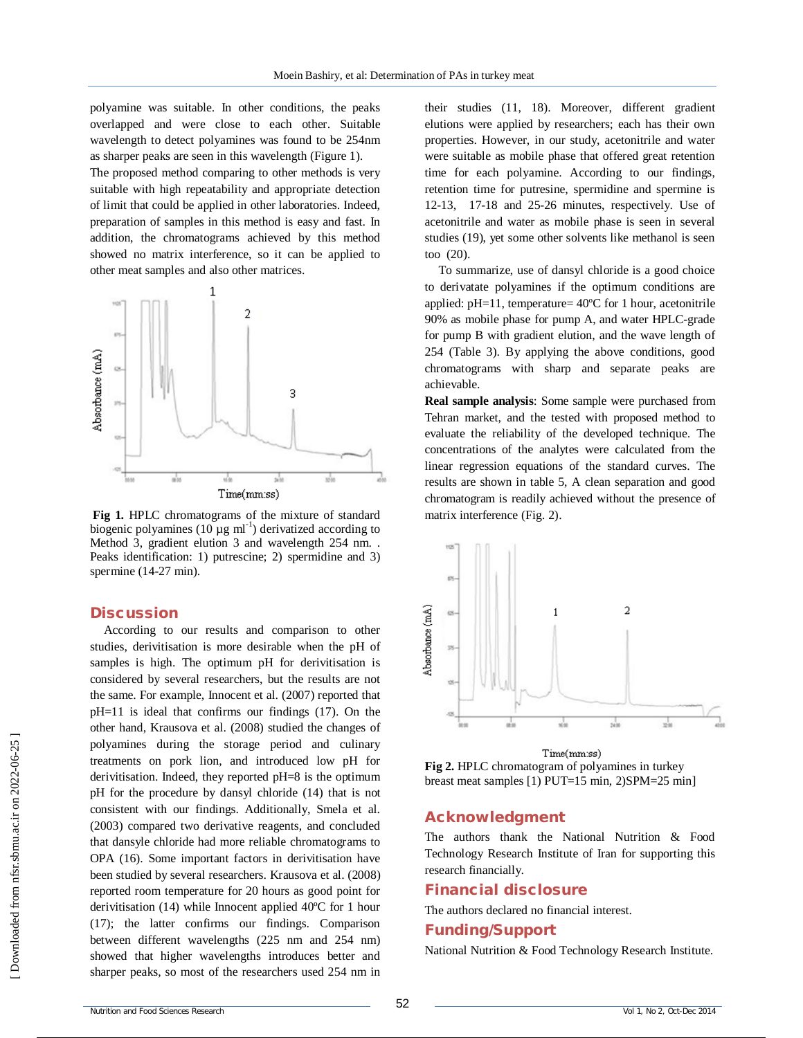polyamine was suitable. In other conditions, the peaks overlapped and were close to each other. Suitable wavelength to detect polyamines was found to be 254nm as sharper peaks are seen in this wavelength (Figure 1).

The proposed method comparing to other methods is very suitable with high repeatability and appropriate detection of limit that could be applied in other laboratories. Indeed, preparation of samples in this method is easy and fast. In addition, the chromatograms achieved by this method showed no matrix interference, so it can be applied to other meat samples and also other matrices.

**Fig 1.** HPLC chromatograms of the mixture of standard biogenic polyamines (10 µg $ml^{-1}$) derivatized according to Method 3, gradient elution 3 and wavelength 254 nm. . Peaks identification: 1) putrescine; 2) spermidine and 3) spermine (14-27 min).

## Discussion

According to our results and comparison to other studies, derivitisation is more desirable when the pH of samples is high. The optimum pH for derivitisation is considered by several researchers, but the results are not the same. For example, Innocent et al. (2007) reported that pH=11 is ideal that confirms our findings (17). On the other hand, Krausova et al. (2008) studied the changes of polyamines during the storage period and culinary treatments on pork lion, and introduced low pH for derivitisation. Indeed, they reported pH=8 is the optimum pH for the procedure by dansyl chloride (14) that is not consistent with our findings. Additionally, Smela et al. (2003) compared two derivative reagents, and concluded that dansyle chloride had more reliable chromatograms to OPA (16). Some important factors in derivitisation have been studied by several researchers. Krausova et al. (2008) reported room temperature for 20 hours as good point for derivitisation (14) while Innocent applied 40ºC for 1 hour (17); the latter confirms our findings. Comparison between different wavelengths (225 nm and 254 nm) showed that higher wavelengths introduces better and sharper peaks, so most of the researchers used 254 nm in their studies (11, 18). Moreover, different gradient elutions were applied by researchers; each has their own properties. However, in our study, acetonitrile and water were suitable as mobile phase that offered great retention time for each polyamine. According to our findings, retention time for putresine, spermidine and spermine is 12-13, 17-18 and 25-26 minutes, respectively. Use of acetonitrile and water as mobile phase is seen in several studies (19), yet some other solvents like methanol is seen too (20).

To summarize, use of dansyl chloride is a good choice to derivatate polyamines if the optimum conditions are applied: pH=11, temperature= 40ºC for 1 hour, acetonitrile 90% as mobile phase for pump A, and water HPLC-grade for pump B with gradient elution, and the wave length of 254 (Table 3). By applying the above conditions, good chromatograms with sharp and separate peaks are achievable.

**Real sample analysis**: Some sample were purchased from Tehran market, and the tested with proposed method to evaluate the reliability of the developed technique. The concentrations of the analytes were calculated from the linear regression equations of the standard curves. The results are shown in table 5, A clean separation and good chromatogram is readily achieved without the presence of matrix interference (Fig. 2).

**Fig 2.** HPLC chromatogram of polyamines in turkey breast meat samples [1) PUT=15 min, 2)SPM=25 min]

## Acknowledgment

The authors thank the National Nutrition & Food Technology Research Institute of Iran for supporting this research financially.

## Financial disclosure

The authors declared no financial interest.

## Funding/Support

National Nutrition & Food Technology Research Institute.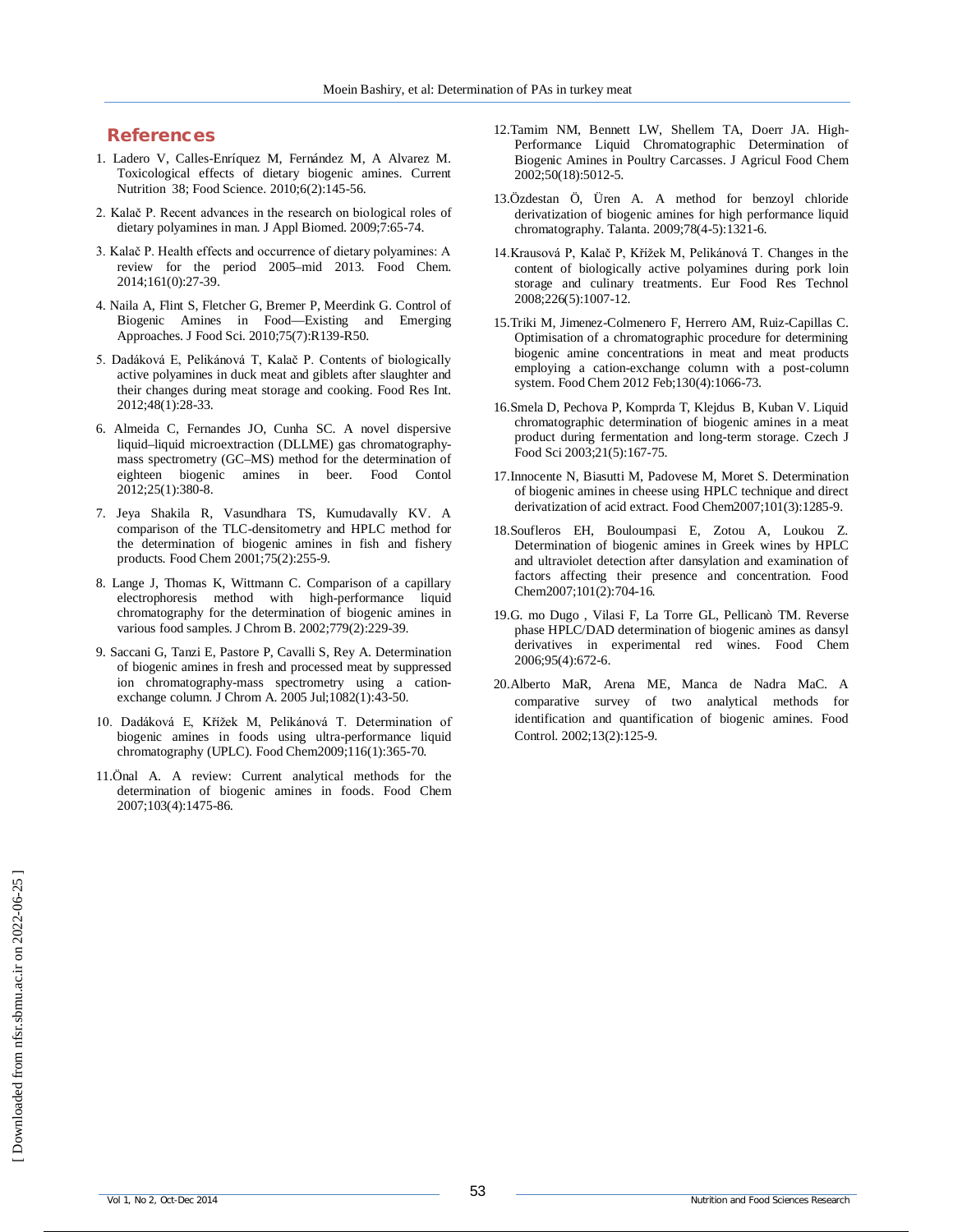## References

1. Ladero V, Calles-Enríquez M, Fernández M, A Alvarez M. Toxicological effects of dietary biogenic amines. Current Nutrition 38; Food Science. 2010;6(2):145-56.
2. Kalač P. Recent advances in the research on biological roles of dietary polyamines in man. J Appl Biomed. 2009;7:65-74.
3. Kalač P. Health effects and occurrence of dietary polyamines: A review for the period 2005–mid 2013. Food Chem. 2014;161(0):27-39.
4. Naila A, Flint S, Fletcher G, Bremer P, Meerdink G. Control of Biogenic Amines in Food—Existing and Emerging Approaches. J Food Sci. 2010;75(7):R139-R50.
5. Dadáková E, Pelikánová T, Kalač P. Contents of biologically active polyamines in duck meat and giblets after slaughter and their changes during meat storage and cooking. Food Res Int. 2012;48(1):28-33.
6. Almeida C, Fernandes JO, Cunha SC. A novel dispersive liquid–liquid microextraction (DLLME) gas chromatography-mass spectrometry (GC–MS) method for the determination of eighteen biogenic amines in beer. Food Contol 2012;25(1):380-8.
7. Jeya Shakila R, Vasundhara TS, Kumudavally KV. A comparison of the TLC-densitometry and HPLC method for the determination of biogenic amines in fish and fishery products. Food Chem 2001;75(2):255-9.
8. Lange J, Thomas K, Wittmann C. Comparison of a capillary electrophoresis method with high-performance liquid chromatography for the determination of biogenic amines in various food samples. J Chrom B. 2002;779(2):229-39.
9. Saccani G, Tanzi E, Pastore P, Cavalli S, Rey A. Determination of biogenic amines in fresh and processed meat by suppressed ion chromatography-mass spectrometry using a cation-exchange column. J Chrom A. 2005 Jul;1082(1):43-50.
10. Dadáková E, Křížek M, Pelikánová T. Determination of biogenic amines in foods using ultra-performance liquid chromatography (UPLC). Food Chem2009;116(1):365-70.
11. Önal A. A review: Current analytical methods for the determination of biogenic amines in foods. Food Chem 2007;103(4):1475-86.
12. Tamim NM, Bennett LW, Shellem TA, Doerr JA. High-Performance Liquid Chromatographic Determination of Biogenic Amines in Poultry Carcasses. J Agricul Food Chem 2002;50(18):5012-5.
13. Özdestan Ö, Üren A. A method for benzoyl chloride derivatization of biogenic amines for high performance liquid chromatography. Talanta. 2009;78(4-5):1321-6.
14. Krausová P, Kalač P, Křížek M, Pelikánová T. Changes in the content of biologically active polyamines during pork loin storage and culinary treatments. Eur Food Res Technol 2008;226(5):1007-12.
15. Triki M, Jimenez-Colmenero F, Herrero AM, Ruiz-Capillas C. Optimisation of a chromatographic procedure for determining biogenic amine concentrations in meat and meat products employing a cation-exchange column with a post-column system. Food Chem 2012 Feb;130(4):1066-73.
16. Smela D, Pechova P, Komprda T, Klejdus B, Kuban V. Liquid chromatographic determination of biogenic amines in a meat product during fermentation and long-term storage. Czech J Food Sci 2003;21(5):167-75.
17. Innocente N, Biasutti M, Padovese M, Moret S. Determination of biogenic amines in cheese using HPLC technique and direct derivatization of acid extract. Food Chem2007;101(3):1285-9.
18. Soufleros EH, Bouloumpasi E, Zotou A, Loukou Z. Determination of biogenic amines in Greek wines by HPLC and ultraviolet detection after dansylation and examination of factors affecting their presence and concentration. Food Chem2007;101(2):704-16.
19. G. mo Dugo , Vilasi F, La Torre GL, Pellicanò TM. Reverse phase HPLC/DAD determination of biogenic amines as dansyl derivatives in experimental red wines. Food Chem 2006;95(4):672-6.
20. Alberto MaR, Arena ME, Manca de Nadra MaC. A comparative survey of two analytical methods for identification and quantification of biogenic amines. Food Control. 2002;13(2):125-9.